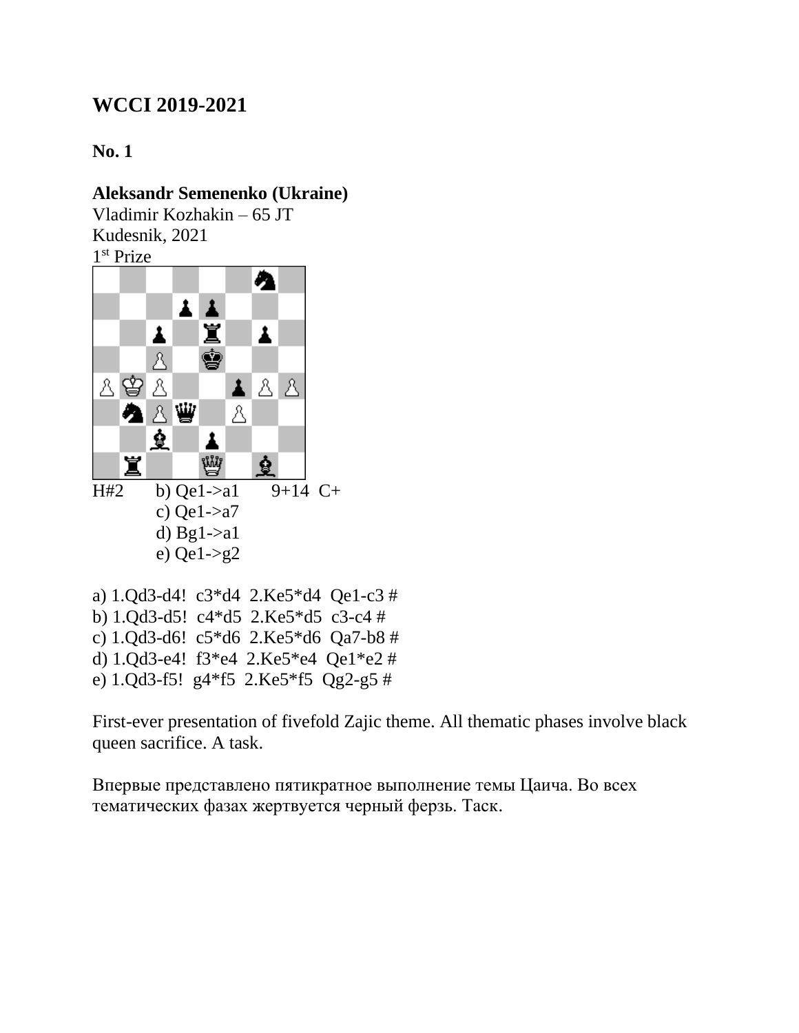## WCCI 2019-2021

**No. 1**

**Aleksandr Semenenko (Ukraine)**
Vladimir Kozhakin – 65 JT
Kudesnik, 2021
1st Prize

H#2 b) Qe1->a1 9+14 C+
c) Qe1->a7
d) Bg1->a1
e) Qe1->g2

a) 1.Qd3-d4! c3*d4 2.Ke5*d4 Qe1-c3 #
b) 1.Qd3-d5! c4*d5 2.Ke5*d5 c3-c4 #
c) 1.Qd3-d6! c5*d6 2.Ke5*d6 Qa7-b8 #
d) 1.Qd3-e4! f3*e4 2.Ke5*e4 Qe1*e2 #
e) 1.Qd3-f5! g4*f5 2.Ke5*f5 Qg2-g5 #

First-ever presentation of fivefold Zajic theme. All thematic phases involve black queen sacrifice. A task.

Впервые представлено пятикратное выполнение темы Цаича. Во всех тематических фазах жертвуется черный ферзь. Таск.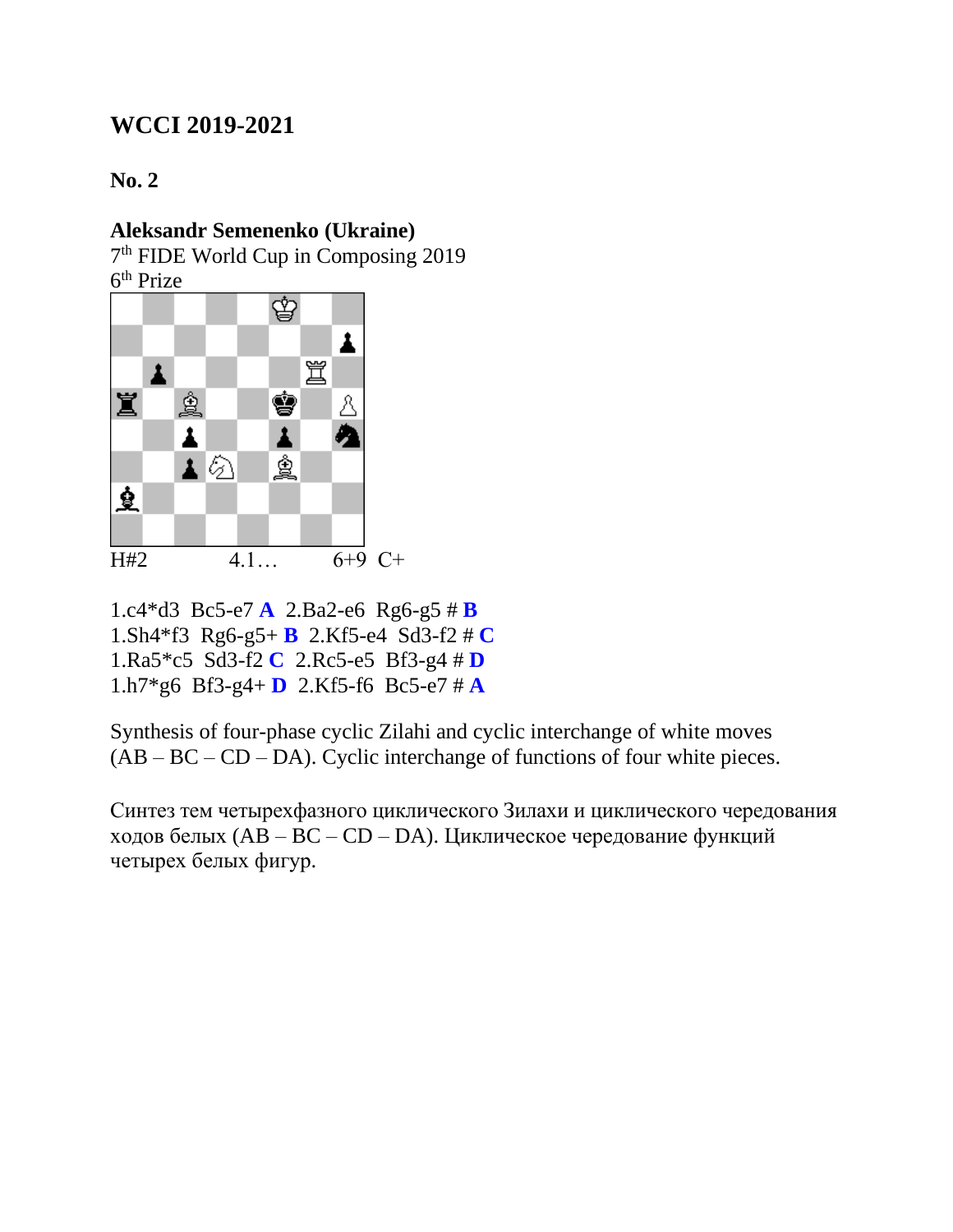## WCCI 2019-2021

### No. 2

**Aleksandr Semenenko (Ukraine)**
7th FIDE World Cup in Composing 2019
6th Prize

H#2 4.1… 6+9 C+

1.c4*d3 Bc5-e7 **A** 2.Ba2-e6 Rg6-g5 # **B**
1.Sh4*f3 Rg6-g5+ **B** 2.Kf5-e4 Sd3-f2 # **C**
1.Ra5*c5 Sd3-f2 **C** 2.Rc5-e5 Bf3-g4 # **D**
1.h7*g6 Bf3-g4+ **D** 2.Kf5-f6 Bc5-e7 # **A**

Synthesis of four-phase cyclic Zilahi and cyclic interchange of white moves (AB – BC – CD – DA). Cyclic interchange of functions of four white pieces.

Синтез тем четырехфазного циклического Зилахи и циклического чередования ходов белых (AB – BC – CD – DA). Циклическое чередование функций четырех белых фигур.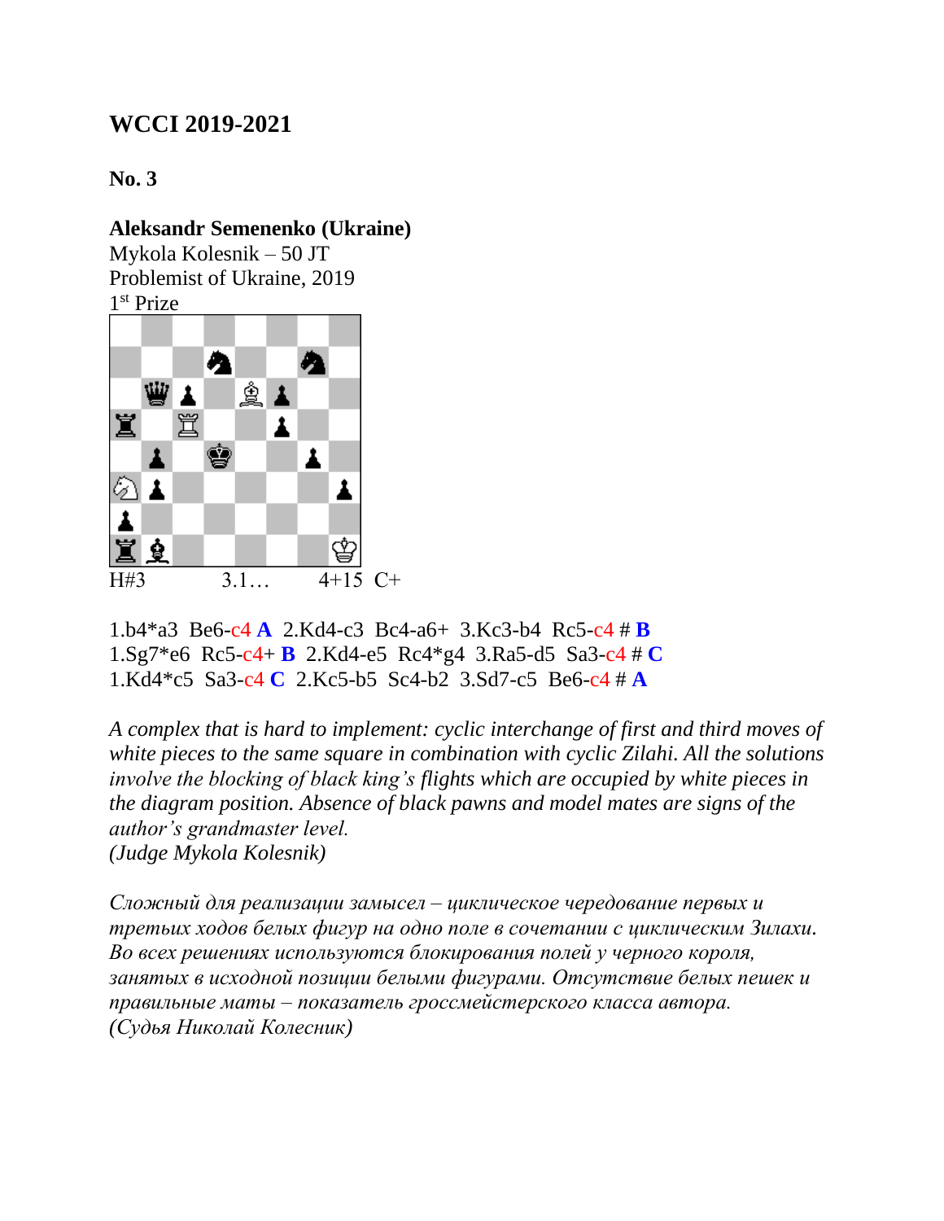## WCCI 2019-2021

**No. 3**

**Aleksandr Semenenko (Ukraine)**
Mykola Kolesnik – 50 JT
Problemist of Ukraine, 2019
1st Prize

H#3 3.1… 4+15 C+

1.b4*a3 Be6-c4 **A** 2.Kd4-c3 Bc4-a6+ 3.Kc3-b4 Rc5-c4 # **B**
1.Sg7*e6 Rc5-c4+ **B** 2.Kd4-e5 Rc4*g4 3.Ra5-d5 Sa3-c4 # **C**
1.Kd4*c5 Sa3-c4 **C** 2.Kc5-b5 Sc4-b2 3.Sd7-c5 Be6-c4 # **A**

*A complex that is hard to implement: cyclic interchange of first and third moves of white pieces to the same square in combination with cyclic Zilahi. All the solutions involve the blocking of black king's flights which are occupied by white pieces in the diagram position. Absence of black pawns and model mates are signs of the author's grandmaster level.*
*(Judge Mykola Kolesnik)*

*Сложный для реализации замысел – циклическое чередование первых и третьих ходов белых фигур на одно поле в сочетании с циклическим Зилахи. Во всех решениях используются блокирования полей у черного короля, занятых в исходной позиции белыми фигурами. Отсутствие белых пешек и правильные маты – показатель гроссмейстерского класса автора.*
*(Судья Николай Колесник)*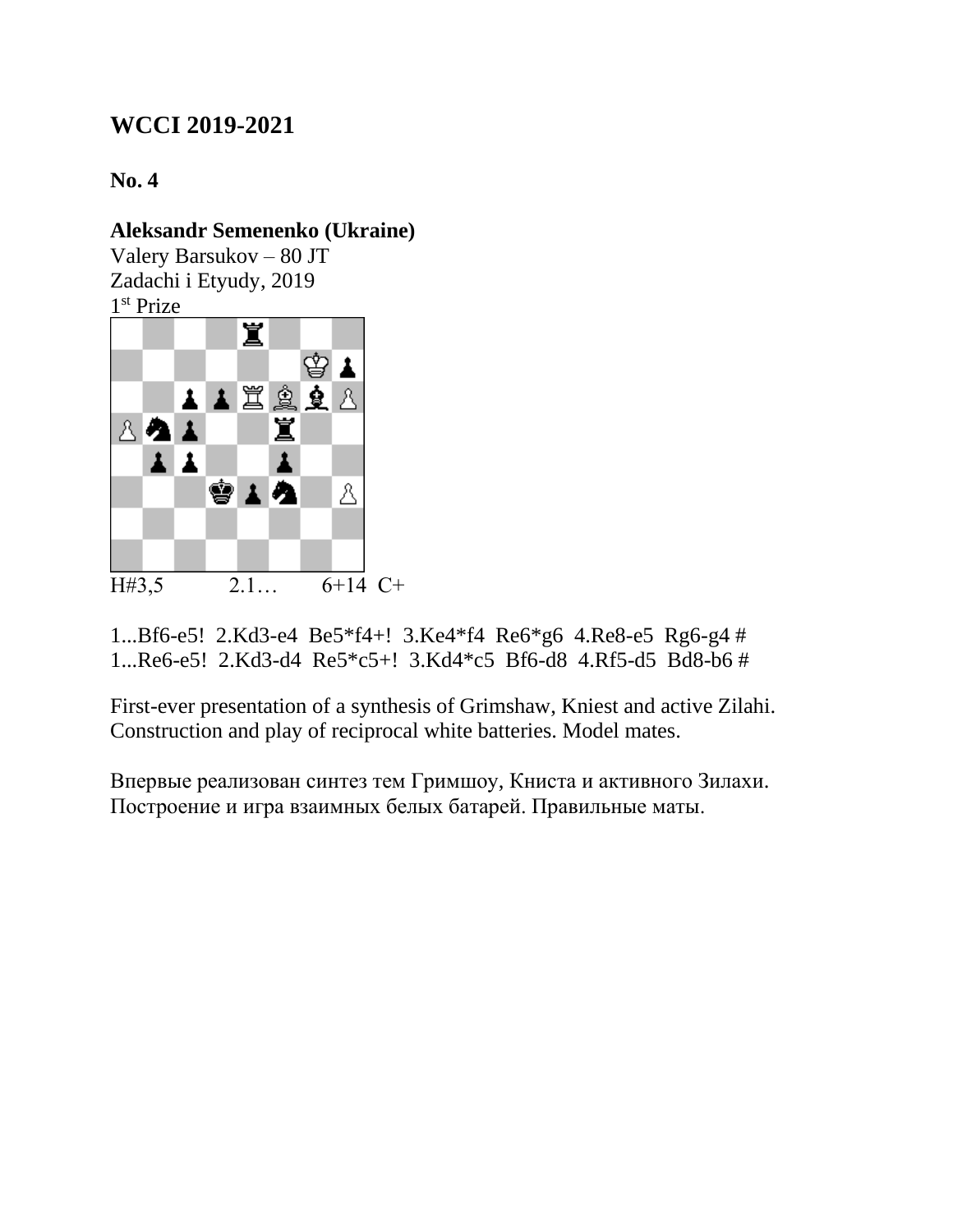## WCCI 2019-2021

**No. 4**

**Aleksandr Semenenko (Ukraine)**
Valery Barsukov – 80 JT
Zadachi i Etyudy, 2019
1[st] Prize

H#3,5 2.1… 6+14 C+

1...Bf6-e5! 2.Kd3-e4 Be5*f4+! 3.Ke4*f4 Re6*g6 4.Re8-e5 Rg6-g4 #
1...Re6-e5! 2.Kd3-d4 Re5*c5+! 3.Kd4*c5 Bf6-d8 4.Rf5-d5 Bd8-b6 #

First-ever presentation of a synthesis of Grimshaw, Kniest and active Zilahi. Construction and play of reciprocal white batteries. Model mates.

Впервые реализован синтез тем Гримшоу, Книста и активного Зилахи. Построение и игра взаимных белых батарей. Правильные маты.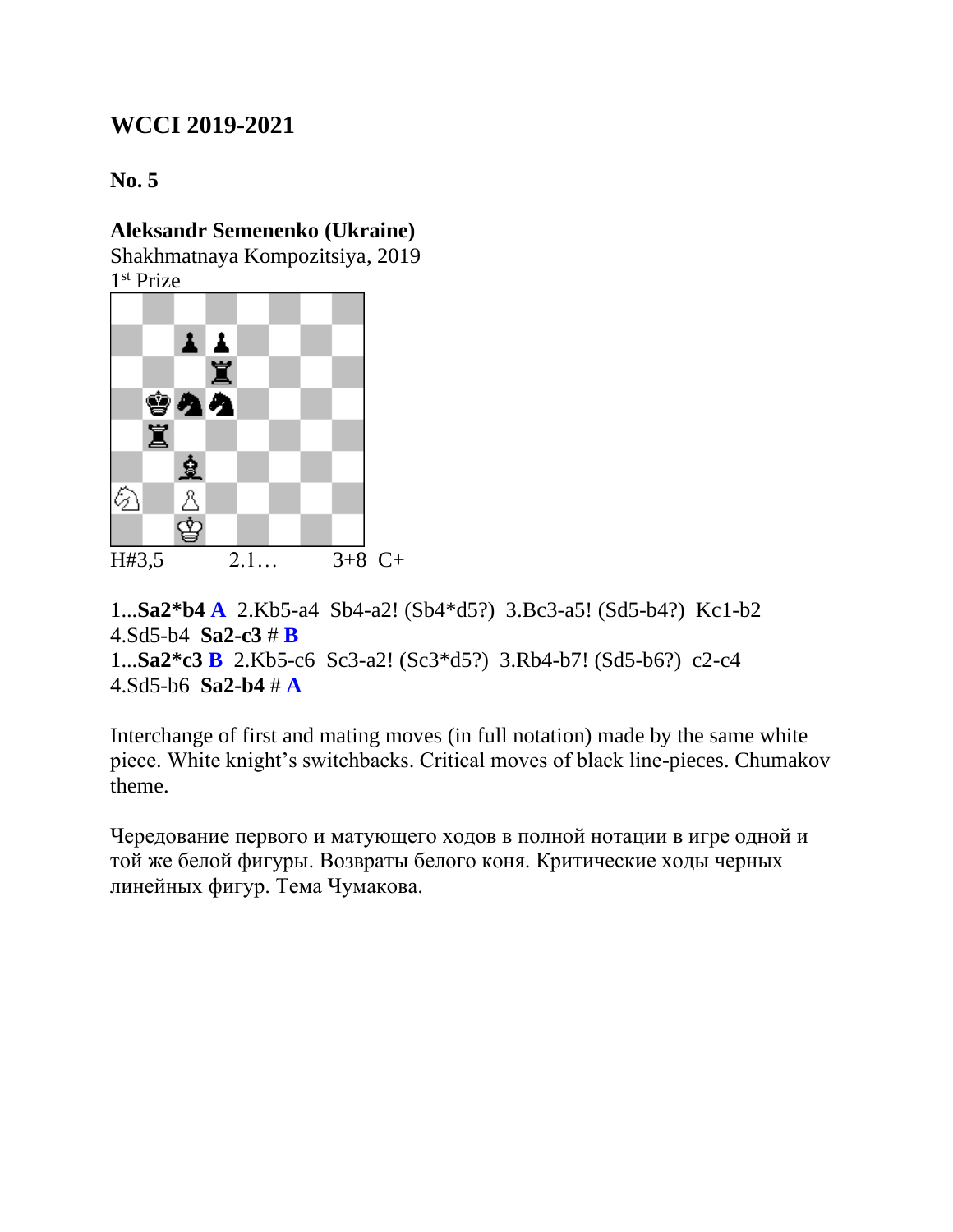## WCCI 2019-2021

**No. 5**

**Aleksandr Semenenko (Ukraine)**
Shakhmatnaya Kompozitsiya, 2019
1st Prize

H#3,5          2.1…          3+8  C+

1...**Sa2*b4** **A** 2.Kb5-a4 Sb4-a2! (Sb4*d5?) 3.Bc3-a5! (Sd5-b4?) Kc1-b2 4.Sd5-b4 **Sa2-c3** # **B**
1...**Sa2*c3** **B** 2.Kb5-c6 Sc3-a2! (Sc3*d5?) 3.Rb4-b7! (Sd5-b6?) c2-c4 4.Sd5-b6 **Sa2-b4** # **A**

Interchange of first and mating moves (in full notation) made by the same white piece. White knight's switchbacks. Critical moves of black line-pieces. Chumakov theme.

Чередование первого и матующего ходов в полной нотации в игре одной и той же белой фигуры. Возвраты белого коня. Критические ходы черных линейных фигур. Тема Чумакова.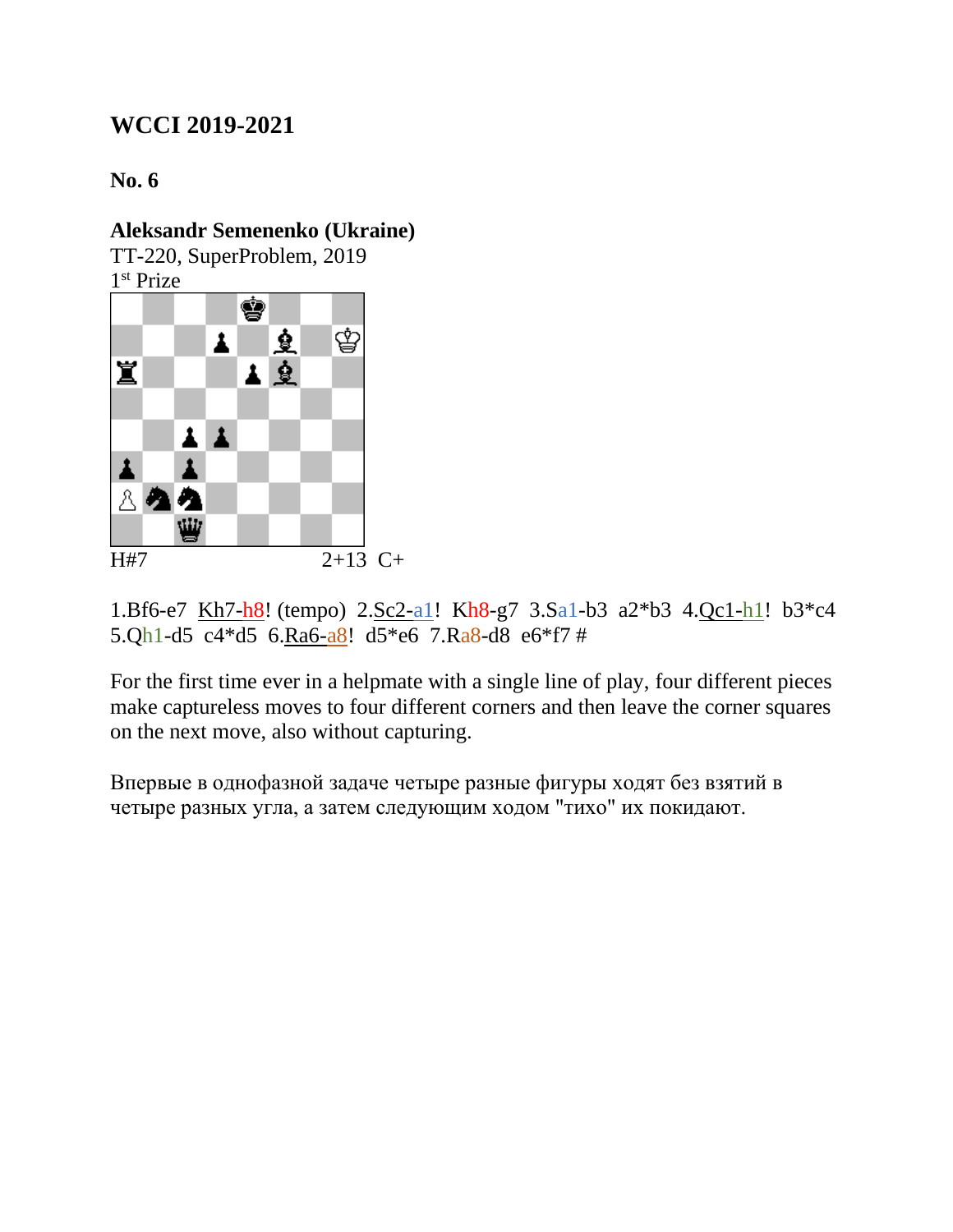## WCCI 2019-2021

**No. 6**

**Aleksandr Semenenko (Ukraine)**
TT-220, SuperProblem, 2019
1st Prize

H#7 2+13 C+

1.Bf6-e7 Kh7-h8! (tempo) 2.Sc2-a1! Kh8-g7 3.Sa1-b3 a2*b3 4.Qc1-h1! b3*c4 5.Qh1-d5 c4*d5 6.Ra6-a8! d5*e6 7.Ra8-d8 e6*f7 #

For the first time ever in a helpmate with a single line of play, four different pieces make captureless moves to four different corners and then leave the corner squares on the next move, also without capturing.

Впервые в однофазной задаче четыре разные фигуры ходят без взятий в четыре разных угла, а затем следующим ходом "тихо" их покидают.